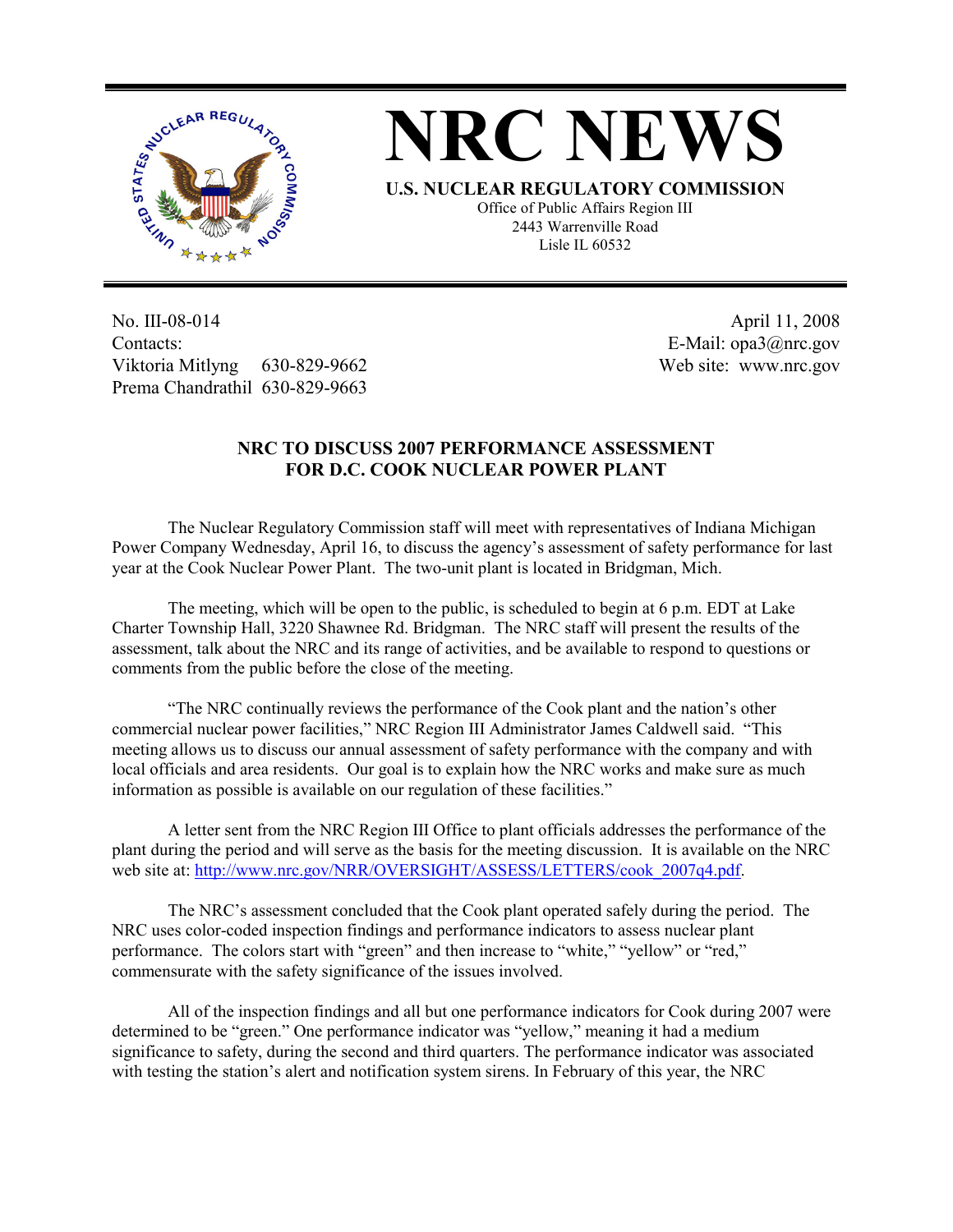# NRC NEWS

**U.S. NUCLEAR REGULATORY COMMISSION**
Office of Public Affairs Region III
2443 Warrenville Road
Lisle IL 60532

No. III-08-014
Contacts:
Viktoria Mitlyng 630-829-9662
Prema Chandrathil 630-829-9663

April 11, 2008
E-Mail: opa3@nrc.gov
Web site: www.nrc.gov

**NRC TO DISCUSS 2007 PERFORMANCE ASSESSMENT FOR D.C. COOK NUCLEAR POWER PLANT**

The Nuclear Regulatory Commission staff will meet with representatives of Indiana Michigan Power Company Wednesday, April 16, to discuss the agency's assessment of safety performance for last year at the Cook Nuclear Power Plant. The two-unit plant is located in Bridgman, Mich.

The meeting, which will be open to the public, is scheduled to begin at 6 p.m. EDT at Lake Charter Township Hall, 3220 Shawnee Rd. Bridgman. The NRC staff will present the results of the assessment, talk about the NRC and its range of activities, and be available to respond to questions or comments from the public before the close of the meeting.

"The NRC continually reviews the performance of the Cook plant and the nation's other commercial nuclear power facilities," NRC Region III Administrator James Caldwell said. "This meeting allows us to discuss our annual assessment of safety performance with the company and with local officials and area residents. Our goal is to explain how the NRC works and make sure as much information as possible is available on our regulation of these facilities."

A letter sent from the NRC Region III Office to plant officials addresses the performance of the plant during the period and will serve as the basis for the meeting discussion. It is available on the NRC web site at: http://www.nrc.gov/NRR/OVERSIGHT/ASSESS/LETTERS/cook_2007q4.pdf.

The NRC's assessment concluded that the Cook plant operated safely during the period. The NRC uses color-coded inspection findings and performance indicators to assess nuclear plant performance. The colors start with "green" and then increase to "white," "yellow" or "red," commensurate with the safety significance of the issues involved.

All of the inspection findings and all but one performance indicators for Cook during 2007 were determined to be "green." One performance indicator was "yellow," meaning it had a medium significance to safety, during the second and third quarters. The performance indicator was associated with testing the station's alert and notification system sirens. In February of this year, the NRC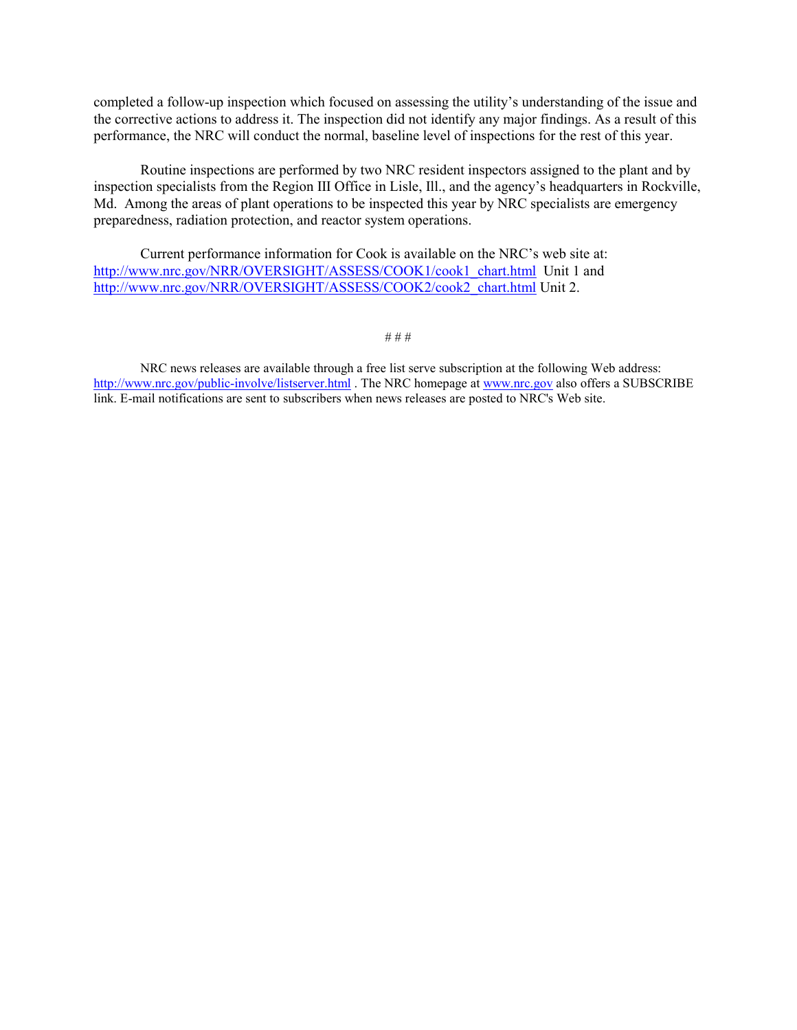completed a follow-up inspection which focused on assessing the utility's understanding of the issue and the corrective actions to address it. The inspection did not identify any major findings. As a result of this performance, the NRC will conduct the normal, baseline level of inspections for the rest of this year.

Routine inspections are performed by two NRC resident inspectors assigned to the plant and by inspection specialists from the Region III Office in Lisle, Ill., and the agency's headquarters in Rockville, Md. Among the areas of plant operations to be inspected this year by NRC specialists are emergency preparedness, radiation protection, and reactor system operations.

Current performance information for Cook is available on the NRC's web site at: http://www.nrc.gov/NRR/OVERSIGHT/ASSESS/COOK1/cook1_chart.html Unit 1 and http://www.nrc.gov/NRR/OVERSIGHT/ASSESS/COOK2/cook2_chart.html Unit 2.

# # #

NRC news releases are available through a free list serve subscription at the following Web address: http://www.nrc.gov/public-involve/listserver.html . The NRC homepage at www.nrc.gov also offers a SUBSCRIBE link. E-mail notifications are sent to subscribers when news releases are posted to NRC's Web site.